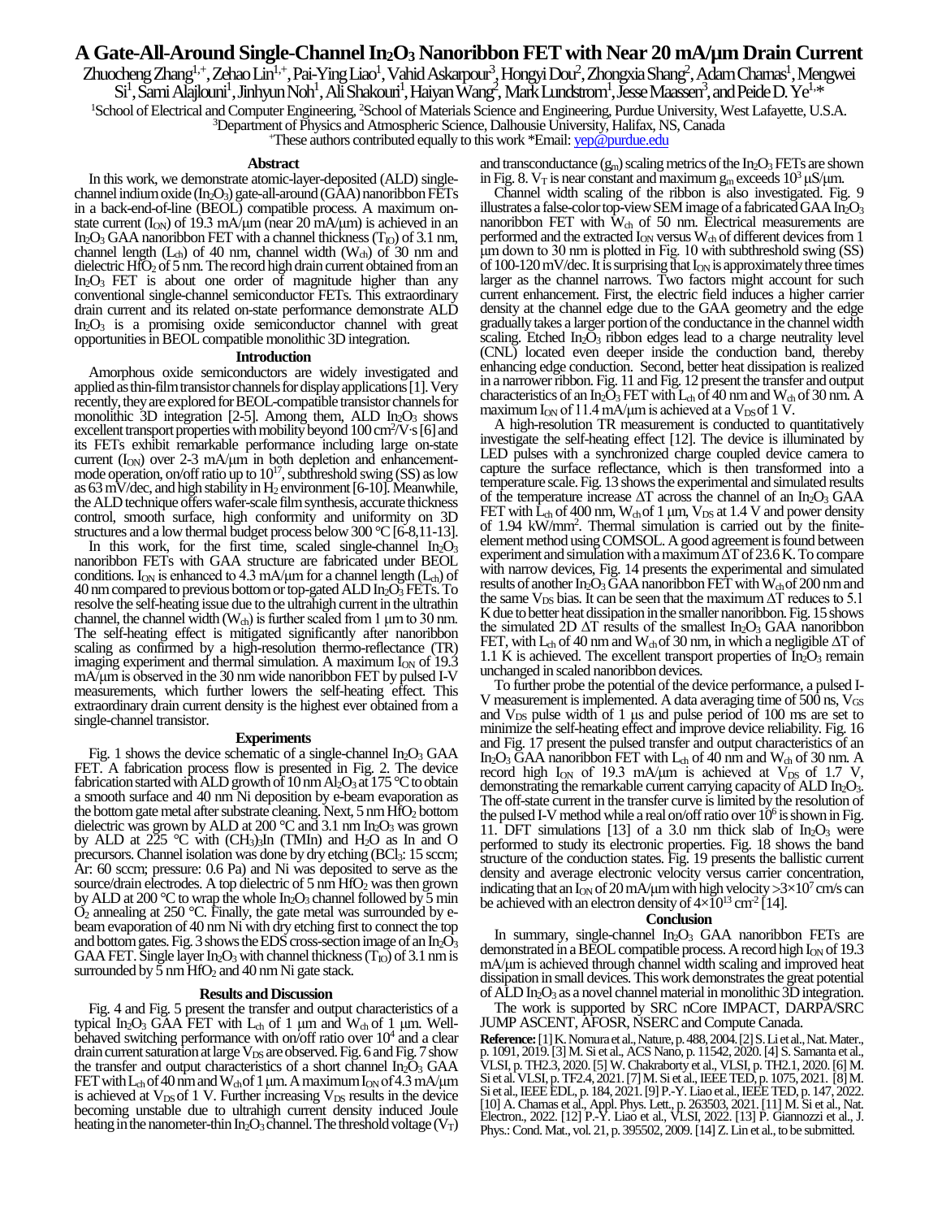# A Gate-All-Around Single-Channel $In_2O_3$ Nanoribbon FET with Near 20 mA/μm Drain Current

Zhuocheng Zhang[1,+], Zehao Lin[1,+], Pai-Ying Liao[1], Vahid Askarpour[3], Hongyi Dou[2], Zhongxia Shang[2], Adam Charnas[1], Mengwei Si[1], Sami Alajlouni[1], Jinhyun Noh[1], Ali Shakouri[1], Haiyan Wang[2], Mark Lundstrom[1], Jesse Maassen[3], and Peide D. Ye[1,*]

[1]School of Electrical and Computer Engineering, [2]School of Materials Science and Engineering, Purdue University, West Lafayette, U.S.A.
[3]Department of Physics and Atmospheric Science, Dalhousie University, Halifax, NS, Canada
[+]These authors contributed equally to this work *Email: yep@purdue.edu

## Abstract

In this work, we demonstrate atomic-layer-deposited (ALD) single-channel indium oxide ($In_2O_3$) gate-all-around (GAA) nanoribbon FETs in a back-end-of-line (BEOL) compatible process. A maximum on-state current ($I_{ON}$) of 19.3 mA/μm (near 20 mA/μm) is achieved in an $In_2O_3$ GAA nanoribbon FET with a channel thickness ($T_{IO}$) of 3.1 nm, channel length ($L_{ch}$) of 40 nm, channel width ($W_{ch}$) of 30 nm and dielectric $HfO_2$ of 5 nm. The record high drain current obtained from an $In_2O_3$ FET is about one order of magnitude higher than any conventional single-channel semiconductor FETs. This extraordinary drain current and its related on-state performance demonstrate ALD $In_2O_3$ is a promising oxide semiconductor channel with great opportunities in BEOL compatible monolithic 3D integration.

## Introduction

Amorphous oxide semiconductors are widely investigated and applied as thin-film transistor channels for display applications [1]. Very recently, they are explored for BEOL-compatible transistor channels for monolithic 3D integration [2-5]. Among them, ALD $In_2O_3$ shows excellent transport properties with mobility beyond 100 $cm^2$/V·s [6] and its FETs exhibit remarkable performance including large on-state current ($I_{ON}$) over 2-3 mA/μm in both depletion and enhancement-mode operation, on/off ratio up to $10^{17}$, subthreshold swing (SS) as low as 63 mV/dec, and high stability in $H_2$ environment [6-10]. Meanwhile, the ALD technique offers wafer-scale film synthesis, accurate thickness control, smooth surface, high conformity and uniformity on 3D structures and a low thermal budget process below 300 °C [6-8,11-13].

In this work, for the first time, scaled single-channel $In_2O_3$ nanoribbon FETs with GAA structure are fabricated under BEOL conditions. $I_{ON}$ is enhanced to 4.3 mA/μm for a channel length ($L_{ch}$) of 40 nm compared to previous bottom or top-gated ALD $In_2O_3$ FETs. To resolve the self-heating issue due to the ultrahigh current in the ultrathin channel, the channel width ($W_{ch}$) is further scaled from 1 μm to 30 nm. The self-heating effect is mitigated significantly after nanoribbon scaling as confirmed by a high-resolution thermo-reflectance (TR) imaging experiment and thermal simulation. A maximum $I_{ON}$ of 19.3 mA/μm is observed in the 30 nm wide nanoribbon FET by pulsed I-V measurements, which further lowers the self-heating effect. This extraordinary drain current density is the highest ever obtained from a single-channel transistor.

## Experiments

Fig. 1 shows the device schematic of a single-channel $In_2O_3$ GAA FET. A fabrication process flow is presented in Fig. 2. The device fabrication started with ALD growth of 10 nm $Al_2O_3$ at 175 °C to obtain a smooth surface and 40 nm Ni deposition by e-beam evaporation as the bottom gate metal after substrate cleaning. Next, 5 nm $HfO_2$ bottom dielectric was grown by ALD at 200 °C and 3.1 nm $In_2O_3$ was grown by ALD at 225 °C with $(CH_3)_3In$ (TMIn) and $H_2O$ as In and O precursors. Channel isolation was done by dry etching ($BCl_3$: 15 sccm; Ar: 60 sccm; pressure: 0.6 Pa) and Ni was deposited to serve as the source/drain electrodes. A top dielectric of 5 nm $HfO_2$ was then grown by ALD at 200 °C to wrap the whole $In_2O_3$ channel followed by 5 min $O_2$ annealing at 250 °C. Finally, the gate metal was surrounded by e-beam evaporation of 40 nm Ni with dry etching first to connect the top and bottom gates. Fig. 3 shows the EDS cross-section image of an $In_2O_3$ GAA FET. Single layer $In_2O_3$ with channel thickness ($T_{IO}$) of 3.1 nm is surrounded by 5 nm $HfO_2$ and 40 nm Ni gate stack.

## Results and Discussion

Fig. 4 and Fig. 5 present the transfer and output characteristics of a typical $In_2O_3$ GAA FET with $L_{ch}$ of 1 μm and $W_{ch}$ of 1 μm. Well-behaved switching performance with on/off ratio over $10^4$ and a clear drain current saturation at large $V_{DS}$ are observed. Fig. 6 and Fig. 7 show the transfer and output characteristics of a short channel $In_2O_3$ GAA FET with $L_{ch}$ of 40 nm and $W_{ch}$ of 1 μm. A maximum $I_{ON}$ of 4.3 mA/μm is achieved at $V_{DS}$ of 1 V. Further increasing $V_{DS}$ results in the device becoming unstable due to ultrahigh current density induced Joule heating in the nanometer-thin $In_2O_3$ channel. The threshold voltage ($V_T$) and transconductance ($g_m$) scaling metrics of the $In_2O_3$ FETs are shown in Fig. 8. $V_T$ is near constant and maximum $g_m$ exceeds $10^3$ μS/μm.

Channel width scaling of the ribbon is also investigated. Fig. 9 illustrates a false-color top-view SEM image of a fabricated GAA $In_2O_3$ nanoribbon FET with $W_{ch}$ of 50 nm. Electrical measurements are performed and the extracted $I_{ON}$ versus $W_{ch}$ of different devices from 1 μm down to 30 nm is plotted in Fig. 10 with subthreshold swing (SS) of 100-120 mV/dec. It is surprising that $I_{ON}$ is approximately three times larger as the channel narrows. Two factors might account for such current enhancement. First, the electric field induces a higher carrier density at the channel edge due to the GAA geometry and the edge gradually takes a larger portion of the conductance in the channel width scaling. Etched $In_2O_3$ ribbon edges lead to a charge neutrality level (CNL) located even deeper inside the conduction band, thereby enhancing edge conduction. Second, better heat dissipation is realized in a narrower ribbon. Fig. 11 and Fig. 12 present the transfer and output characteristics of an $In_2O_3$ FET with $L_{ch}$ of 40 nm and $W_{ch}$ of 30 nm. A maximum $I_{ON}$ of 11.4 mA/μm is achieved at a $V_{DS}$ of 1 V.

A high-resolution TR measurement is conducted to quantitatively investigate the self-heating effect [12]. The device is illuminated by LED pulses with a synchronized charge coupled device camera to capture the surface reflectance, which is then transformed into a temperature scale. Fig. 13 shows the experimental and simulated results of the temperature increase ΔT across the channel of an $In_2O_3$ GAA FET with $L_{ch}$ of 400 nm, $W_{ch}$ of 1 μm, $V_{DS}$ at 1.4 V and power density of 1.94 kW/$mm^2$. Thermal simulation is carried out by the finite-element method using COMSOL. A good agreement is found between experiment and simulation with a maximum ΔT of 23.6 K. To compare with narrow devices, Fig. 14 presents the experimental and simulated results of another $In_2O_3$ GAA nanoribbon FET with $W_{ch}$ of 200 nm and the same $V_{DS}$ bias. It can be seen that the maximum ΔT reduces to 5.1 K due to better heat dissipation in the smaller nanoribbon. Fig. 15 shows the simulated 2D ΔT results of the smallest $In_2O_3$ GAA nanoribbon FET, with $L_{ch}$ of 40 nm and $W_{ch}$ of 30 nm, in which a negligible ΔT of 1.1 K is achieved. The excellent transport properties of $In_2O_3$ remain unchanged in scaled nanoribbon devices.

To further probe the potential of the device performance, a pulsed I-V measurement is implemented. A data averaging time of 500 ns, $V_{GS}$ and $V_{DS}$ pulse width of 1 μs and pulse period of 100 ms are set to minimize the self-heating effect and improve device reliability. Fig. 16 and Fig. 17 present the pulsed transfer and output characteristics of an $In_2O_3$ GAA nanoribbon FET with $L_{ch}$ of 40 nm and $W_{ch}$ of 30 nm. A record high $I_{ON}$ of 19.3 mA/μm is achieved at $V_{DS}$ of 1.7 V, demonstrating the remarkable current carrying capacity of ALD $In_2O_3$. The off-state current in the transfer curve is limited by the resolution of the pulsed I-V method while a real on/off ratio over $10^6$ is shown in Fig. 11. DFT simulations [13] of a 3.0 nm thick slab of $In_2O_3$ were performed to study its electronic properties. Fig. 18 shows the band structure of the conduction states. Fig. 19 presents the ballistic current density and average electronic velocity versus carrier concentration, indicating that an $I_{ON}$ of 20 mA/μm with high velocity >$3\times10^7$ cm/s can be achieved with an electron density of $4\times10^{13}$ $cm^{-2}$ [14].

## Conclusion

In summary, single-channel $In_2O_3$ GAA nanoribbon FETs are demonstrated in a BEOL compatible process. A record high $I_{ON}$ of 19.3 mA/μm is achieved through channel width scaling and improved heat dissipation in small devices. This work demonstrates the great potential of ALD $In_2O_3$ as a novel channel material in monolithic 3D integration.

The work is supported by SRC nCore IMPACT, DARPA/SRC JUMP ASCENT, AFOSR, NSERC and Compute Canada.

**Reference:** [1] K. Nomura et al., Nature, p. 488, 2004. [2] S. Li et al., Nat. Mater., p. 1091, 2019. [3] M. Si et al., ACS Nano, p. 11542, 2020. [4] S. Samanta et al., VLSI, p. TH2.3, 2020. [5] W. Chakraborty et al., VLSI, p. TH2.1, 2020. [6] M. Si et al. VLSI, p. TF2.4, 2021. [7] M. Si et al., IEEE TED, p. 1075, 2021. [8] M. Si et al., IEEE EDL, p. 184, 2021. [9] P.-Y. Liao et al., IEEE TED, p. 147, 2022. [10] A. Charnas et al., Appl. Phys. Lett., p. 263503, 2021. [11] M. Si et al., Nat. Electron., 2022. [12] P.-Y. Liao et al., VLSI, 2022. [13] P. Giannozzi et al., J. Phys.: Cond. Mat., vol. 21, p. 395502, 2009. [14] Z. Lin et al., to be submitted.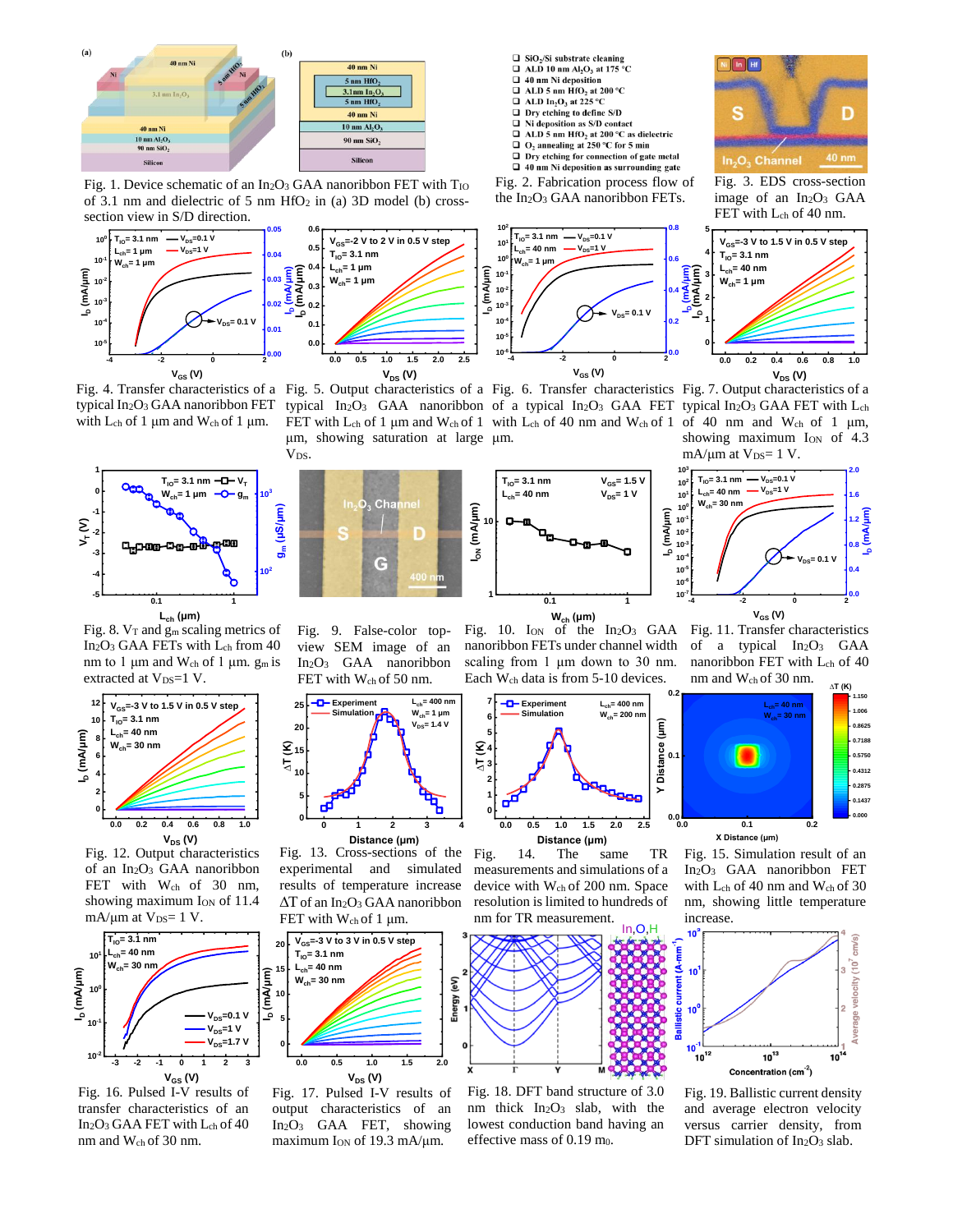Fig. 1. Device schematic of an $In_2O_3$ GAA nanoribbon FET with $T_{IO}$ of 3.1 nm and dielectric of 5 nm $HfO_2$ in (a) 3D model (b) cross-section view in S/D direction.

- SiO2/Si substrate cleaning
- ALD 10 nm Al2O3 at 175 °C
- 40 nm Ni deposition
- ALD 5 nm HfO2 at 200 °C
- ALD In2O3 at 225 °C
- Dry etching to define S/D
- Ni deposition as S/D contact
- ALD 5 nm HfO2 at 200 °C as dielectric
- O2 annealing at 250 °C for 5 min
- Dry etching for connection of gate metal
- 40 nm Ni deposition as surrounding gate

Fig. 2. Fabrication process flow of the $In_2O_3$ GAA nanoribbon FETs.

Fig. 3. EDS cross-section image of an $In_2O_3$ GAA FET with $L_{ch}$ of 40 nm.

Fig. 4. Transfer characteristics of a typical $In_2O_3$ GAA nanoribbon FET with $L_{ch}$ of 1 μm and $W_{ch}$ of 1 μm.

Fig. 5. Output characteristics of a typical $In_2O_3$ GAA nanoribbon FET with $L_{ch}$ of 1 μm and $W_{ch}$ of 1 μm, showing saturation at large $V_{DS}$.

Fig. 6. Transfer characteristics of a typical $In_2O_3$ GAA FET with $L_{ch}$ of 40 nm and $W_{ch}$ of 1 μm.

Fig. 7. Output characteristics of a typical $In_2O_3$ GAA FET with $L_{ch}$ of 40 nm and $W_{ch}$ of 1 μm, showing maximum $I_{ON}$ of 4.3 mA/μm at $V_{DS}$= 1 V.

Fig. 8. $V_T$ and $g_m$ scaling metrics of $In_2O_3$ GAA FETs with $L_{ch}$ from 40 nm to 1 μm and $W_{ch}$ of 1 μm. $g_m$ is extracted at $V_{DS}$=1 V.

Fig. 9. False-color top-view SEM image of an $In_2O_3$ GAA nanoribbon FET with $W_{ch}$ of 50 nm.

Fig. 10. $I_{ON}$ of the $In_2O_3$ GAA nanoribbon FETs under channel width scaling from 1 μm down to 30 nm. Each $W_{ch}$ data is from 5-10 devices.

Fig. 11. Transfer characteristics of a typical $In_2O_3$ GAA nanoribbon FET with $L_{ch}$ of 40 nm and $W_{ch}$ of 30 nm.

Fig. 12. Output characteristics of an $In_2O_3$ GAA nanoribbon FET with $W_{ch}$ of 30 nm, showing maximum $I_{ON}$ of 11.4 mA/μm at $V_{DS}$= 1 V.

Fig. 13. Cross-sections of the experimental and simulated results of temperature increase ΔT of an $In_2O_3$ GAA nanoribbon FET with $W_{ch}$ of 1 μm.

Fig. 14. The same TR measurements and simulations of a device with $W_{ch}$ of 200 nm. Space resolution is limited to hundreds of nm for TR measurement.

Fig. 15. Simulation result of an $In_2O_3$ GAA nanoribbon FET with $L_{ch}$ of 40 nm and $W_{ch}$ of 30 nm, showing little temperature increase.

Fig. 16. Pulsed I-V results of transfer characteristics of an $In_2O_3$ GAA FET with $L_{ch}$ of 40 nm and $W_{ch}$ of 30 nm.

Fig. 17. Pulsed I-V results of output characteristics of an $In_2O_3$ GAA FET, showing maximum $I_{ON}$ of 19.3 mA/μm.

Fig. 18. DFT band structure of 3.0 nm thick $In_2O_3$ slab, with the lowest conduction band having an effective mass of 0.19 $m_0$.

Fig. 19. Ballistic current density and average electron velocity versus carrier density, from DFT simulation of $In_2O_3$ slab.